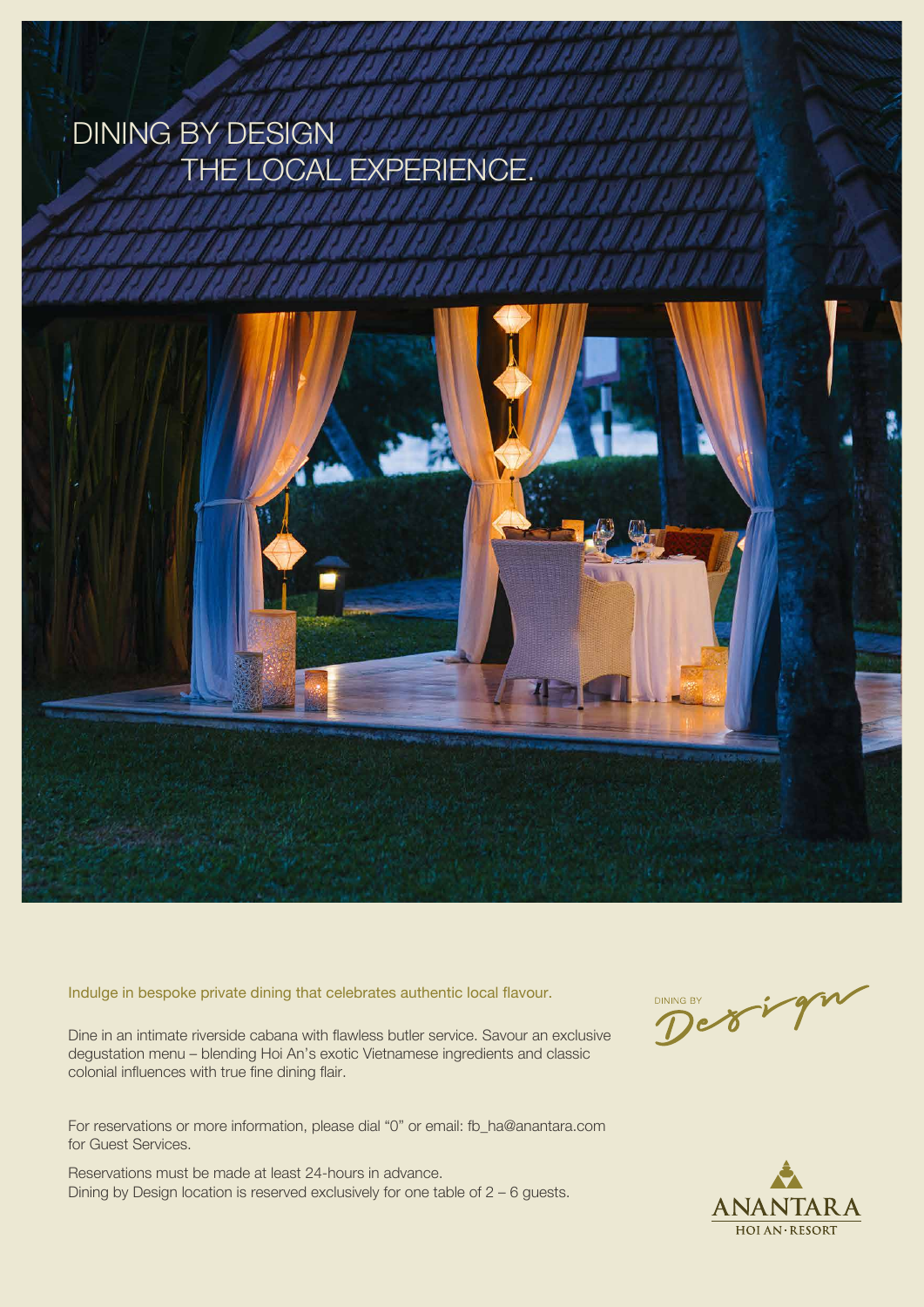# DINING BY DESIGN
# THE LOCAL EXPERIENCE.

Indulge in bespoke private dining that celebrates authentic local flavour.

Dine in an intimate riverside cabana with flawless butler service. Savour an exclusive degustation menu – blending Hoi An's exotic Vietnamese ingredients and classic colonial influences with true fine dining flair.

For reservations or more information, please dial "0" or email: fb_ha@anantara.com for Guest Services.

Reservations must be made at least 24-hours in advance.
Dining by Design location is reserved exclusively for one table of 2 – 6 guests.

DINING BY Design

ANANTARA
HOI AN · RESORT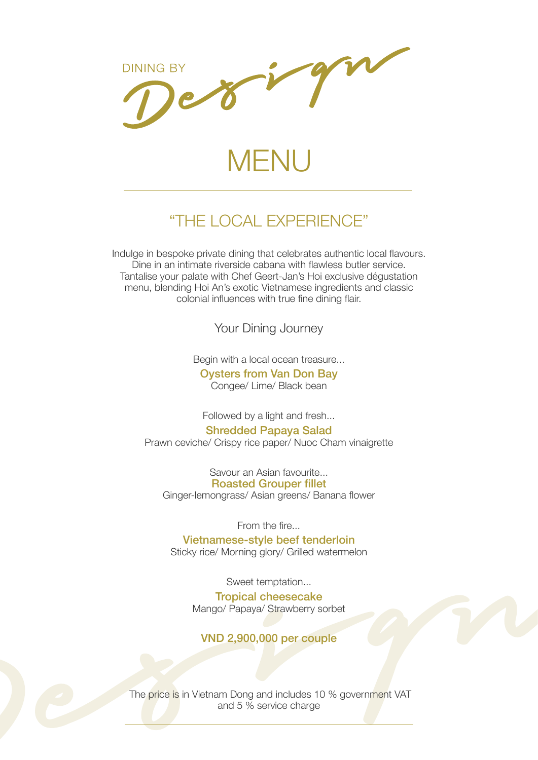DINING BY *Design*

# MENU

## "THE LOCAL EXPERIENCE"

Indulge in bespoke private dining that celebrates authentic local flavours. Dine in an intimate riverside cabana with flawless butler service. Tantalise your palate with Chef Geert-Jan's Hoi exclusive dégustation menu, blending Hoi An's exotic Vietnamese ingredients and classic colonial influences with true fine dining flair.

### Your Dining Journey

Begin with a local ocean treasure...

**Oysters from Van Don Bay**
Congee/ Lime/ Black bean

Followed by a light and fresh...

**Shredded Papaya Salad**
Prawn ceviche/ Crispy rice paper/ Nuoc Cham vinaigrette

Savour an Asian favourite...

**Roasted Grouper fillet**
Ginger-lemongrass/ Asian greens/ Banana flower

From the fire...

**Vietnamese-style beef tenderloin**
Sticky rice/ Morning glory/ Grilled watermelon

Sweet temptation...

**Tropical cheesecake**
Mango/ Papaya/ Strawberry sorbet

**VND 2,900,000 per couple**

The price is in Vietnam Dong and includes 10 % government VAT and 5 % service charge